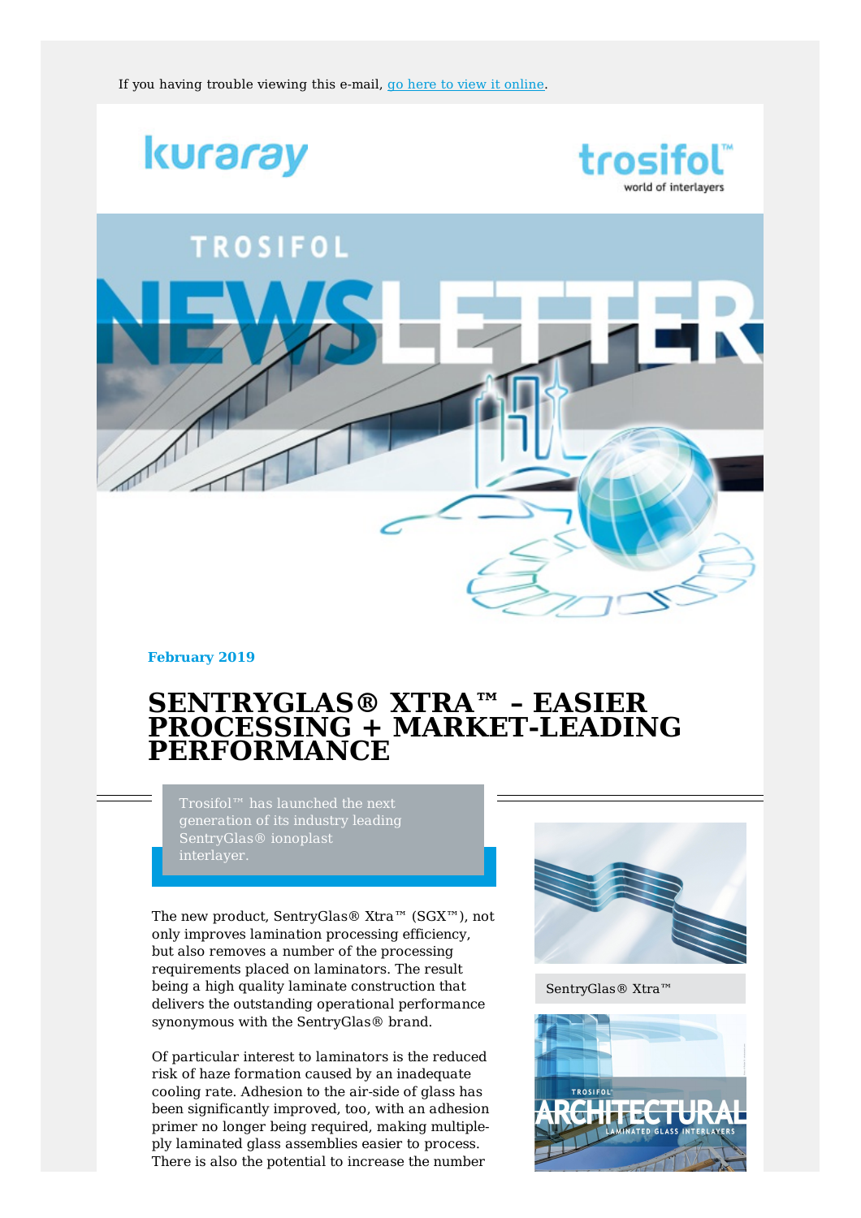If you having trouble viewing this e-mail, go here to view it online.

**February 2019**

# SENTRYGLAS® XTRA™ – EASIER PROCESSING + MARKET-LEADING PERFORMANCE

Trosifol™ has launched the next generation of its industry leading SentryGlas® ionoplast interlayer.

The new product, SentryGlas® Xtra™ (SGX™), not only improves lamination processing efficiency, but also removes a number of the processing requirements placed on laminators. The result being a high quality laminate construction that delivers the outstanding operational performance synonymous with the SentryGlas® brand.

SentryGlas® Xtra™

Of particular interest to laminators is the reduced risk of haze formation caused by an inadequate cooling rate. Adhesion to the air-side of glass has been significantly improved, too, with an adhesion primer no longer being required, making multiple-ply laminated glass assemblies easier to process. There is also the potential to increase the number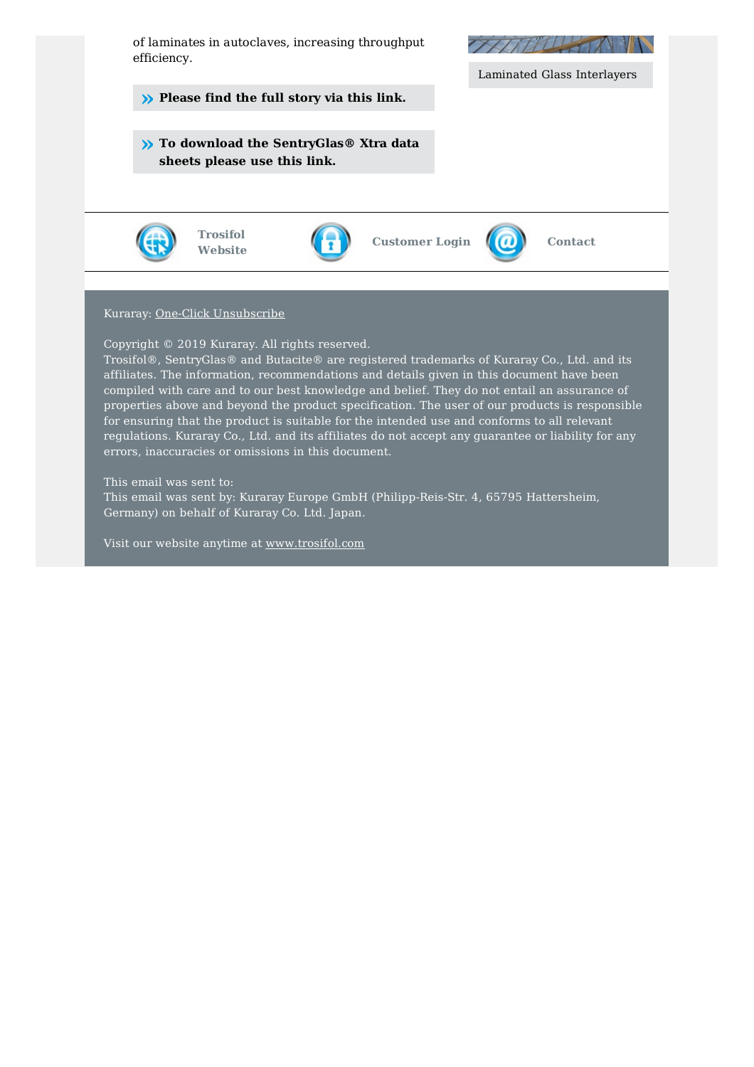of laminates in autoclaves, increasing throughput efficiency.

Laminated Glass Interlayers

**» Please find the full story via this link.**

**» To download the SentryGlas® Xtra data sheets please use this link.**

**Trosifol Website** | **Customer Login** | **Contact**

Kuraray: One-Click Unsubscribe

Copyright © 2019 Kuraray. All rights reserved.
Trosifol®, SentryGlas® and Butacite® are registered trademarks of Kuraray Co., Ltd. and its affiliates. The information, recommendations and details given in this document have been compiled with care and to our best knowledge and belief. They do not entail an assurance of properties above and beyond the product specification. The user of our products is responsible for ensuring that the product is suitable for the intended use and conforms to all relevant regulations. Kuraray Co., Ltd. and its affiliates do not accept any guarantee or liability for any errors, inaccuracies or omissions in this document.

This email was sent to:
This email was sent by: Kuraray Europe GmbH (Philipp-Reis-Str. 4, 65795 Hattersheim, Germany) on behalf of Kuraray Co. Ltd. Japan.

Visit our website anytime at www.trosifol.com